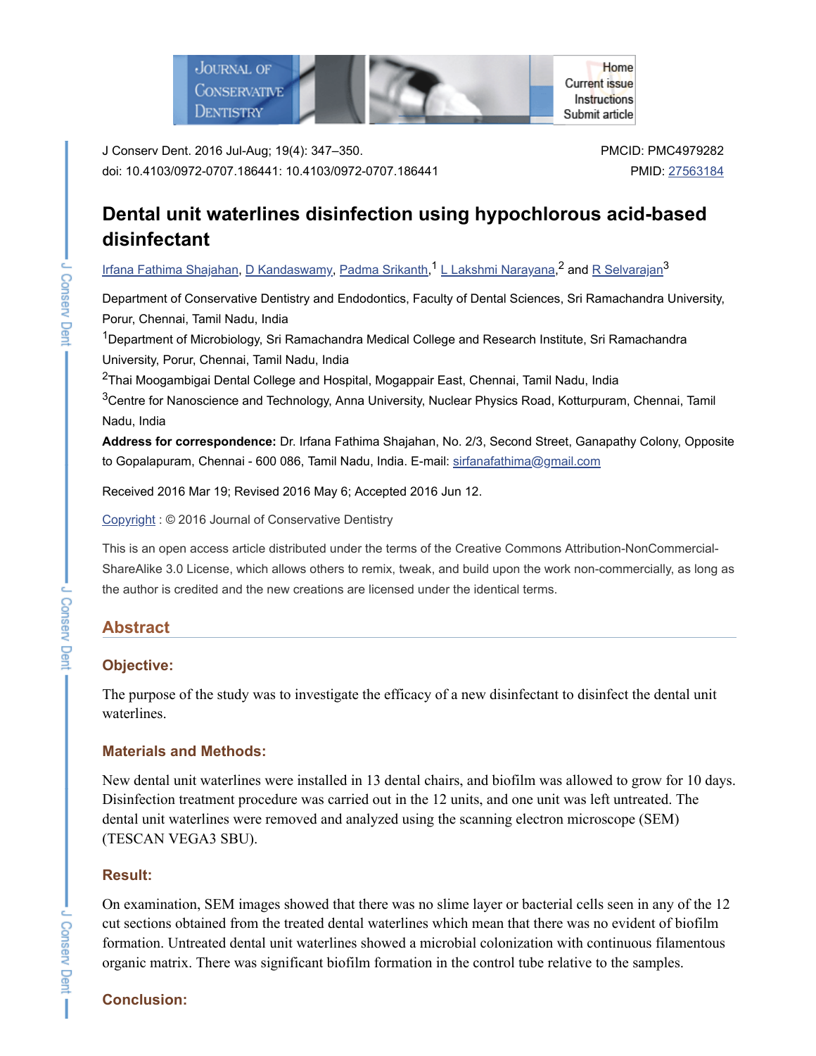J Conserv Dent. 2016 Jul-Aug; 19(4): 347–350.
doi: 10.4103/0972-0707.186441: 10.4103/0972-0707.186441

PMCID: PMC4979282
PMID: 27563184

# Dental unit waterlines disinfection using hypochlorous acid-based disinfectant

Irfana Fathima Shajahan, D Kandaswamy, Padma Srikanth,[1] L Lakshmi Narayana,[2] and R Selvarajan[3]

Department of Conservative Dentistry and Endodontics, Faculty of Dental Sciences, Sri Ramachandra University, Porur, Chennai, Tamil Nadu, India

[1]Department of Microbiology, Sri Ramachandra Medical College and Research Institute, Sri Ramachandra University, Porur, Chennai, Tamil Nadu, India

[2]Thai Moogambigai Dental College and Hospital, Mogappair East, Chennai, Tamil Nadu, India

[3]Centre for Nanoscience and Technology, Anna University, Nuclear Physics Road, Kotturpuram, Chennai, Tamil Nadu, India

**Address for correspondence:** Dr. Irfana Fathima Shajahan, No. 2/3, Second Street, Ganapathy Colony, Opposite to Gopalapuram, Chennai - 600 086, Tamil Nadu, India. E-mail: sirfanafathima@gmail.com

Received 2016 Mar 19; Revised 2016 May 6; Accepted 2016 Jun 12.

Copyright : © 2016 Journal of Conservative Dentistry

This is an open access article distributed under the terms of the Creative Commons Attribution-NonCommercial-ShareAlike 3.0 License, which allows others to remix, tweak, and build upon the work non-commercially, as long as the author is credited and the new creations are licensed under the identical terms.

## Abstract

### Objective:

The purpose of the study was to investigate the efficacy of a new disinfectant to disinfect the dental unit waterlines.

### Materials and Methods:

New dental unit waterlines were installed in 13 dental chairs, and biofilm was allowed to grow for 10 days. Disinfection treatment procedure was carried out in the 12 units, and one unit was left untreated. The dental unit waterlines were removed and analyzed using the scanning electron microscope (SEM) (TESCAN VEGA3 SBU).

### Result:

On examination, SEM images showed that there was no slime layer or bacterial cells seen in any of the 12 cut sections obtained from the treated dental waterlines which mean that there was no evident of biofilm formation. Untreated dental unit waterlines showed a microbial colonization with continuous filamentous organic matrix. There was significant biofilm formation in the control tube relative to the samples.

### Conclusion: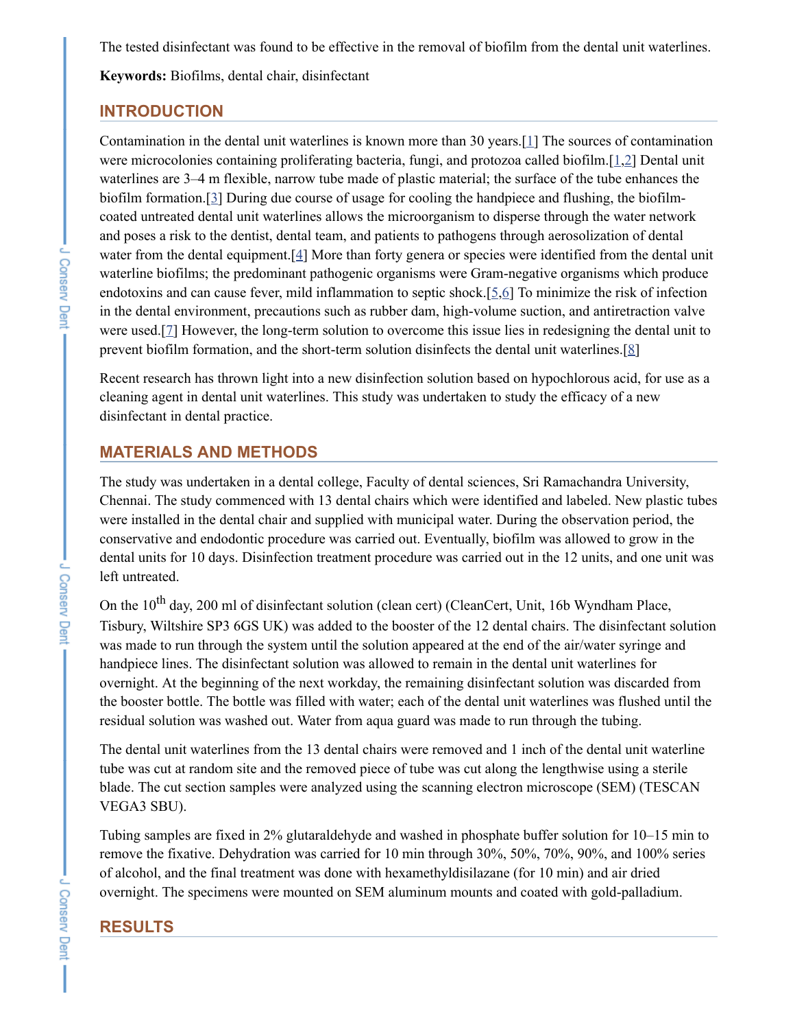The tested disinfectant was found to be effective in the removal of biofilm from the dental unit waterlines.

**Keywords:** Biofilms, dental chair, disinfectant

## INTRODUCTION

Contamination in the dental unit waterlines is known more than 30 years.[1] The sources of contamination were microcolonies containing proliferating bacteria, fungi, and protozoa called biofilm.[1,2] Dental unit waterlines are 3–4 m flexible, narrow tube made of plastic material; the surface of the tube enhances the biofilm formation.[3] During due course of usage for cooling the handpiece and flushing, the biofilm-coated untreated dental unit waterlines allows the microorganism to disperse through the water network and poses a risk to the dentist, dental team, and patients to pathogens through aerosolization of dental water from the dental equipment.[4] More than forty genera or species were identified from the dental unit waterline biofilms; the predominant pathogenic organisms were Gram-negative organisms which produce endotoxins and can cause fever, mild inflammation to septic shock.[5,6] To minimize the risk of infection in the dental environment, precautions such as rubber dam, high-volume suction, and antiretraction valve were used.[7] However, the long-term solution to overcome this issue lies in redesigning the dental unit to prevent biofilm formation, and the short-term solution disinfects the dental unit waterlines.[8]

Recent research has thrown light into a new disinfection solution based on hypochlorous acid, for use as a cleaning agent in dental unit waterlines. This study was undertaken to study the efficacy of a new disinfectant in dental practice.

## MATERIALS AND METHODS

The study was undertaken in a dental college, Faculty of dental sciences, Sri Ramachandra University, Chennai. The study commenced with 13 dental chairs which were identified and labeled. New plastic tubes were installed in the dental chair and supplied with municipal water. During the observation period, the conservative and endodontic procedure was carried out. Eventually, biofilm was allowed to grow in the dental units for 10 days. Disinfection treatment procedure was carried out in the 12 units, and one unit was left untreated.

On the 10th day, 200 ml of disinfectant solution (clean cert) (CleanCert, Unit, 16b Wyndham Place, Tisbury, Wiltshire SP3 6GS UK) was added to the booster of the 12 dental chairs. The disinfectant solution was made to run through the system until the solution appeared at the end of the air/water syringe and handpiece lines. The disinfectant solution was allowed to remain in the dental unit waterlines for overnight. At the beginning of the next workday, the remaining disinfectant solution was discarded from the booster bottle. The bottle was filled with water; each of the dental unit waterlines was flushed until the residual solution was washed out. Water from aqua guard was made to run through the tubing.

The dental unit waterlines from the 13 dental chairs were removed and 1 inch of the dental unit waterline tube was cut at random site and the removed piece of tube was cut along the lengthwise using a sterile blade. The cut section samples were analyzed using the scanning electron microscope (SEM) (TESCAN VEGA3 SBU).

Tubing samples are fixed in 2% glutaraldehyde and washed in phosphate buffer solution for 10–15 min to remove the fixative. Dehydration was carried for 10 min through 30%, 50%, 70%, 90%, and 100% series of alcohol, and the final treatment was done with hexamethyldisilazane (for 10 min) and air dried overnight. The specimens were mounted on SEM aluminum mounts and coated with gold-palladium.

## RESULTS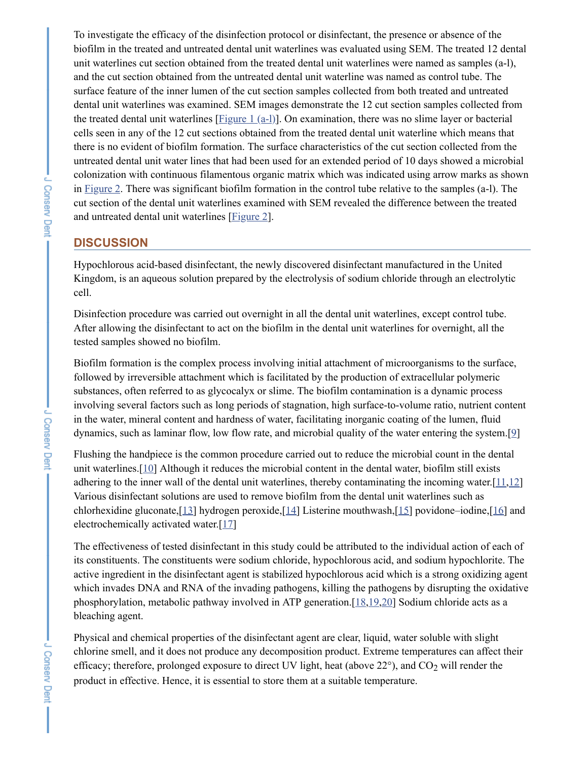To investigate the efficacy of the disinfection protocol or disinfectant, the presence or absence of the biofilm in the treated and untreated dental unit waterlines was evaluated using SEM. The treated 12 dental unit waterlines cut section obtained from the treated dental unit waterlines were named as samples (a-l), and the cut section obtained from the untreated dental unit waterline was named as control tube. The surface feature of the inner lumen of the cut section samples collected from both treated and untreated dental unit waterlines was examined. SEM images demonstrate the 12 cut section samples collected from the treated dental unit waterlines [Figure 1 (a-l)]. On examination, there was no slime layer or bacterial cells seen in any of the 12 cut sections obtained from the treated dental unit waterline which means that there is no evident of biofilm formation. The surface characteristics of the cut section collected from the untreated dental unit water lines that had been used for an extended period of 10 days showed a microbial colonization with continuous filamentous organic matrix which was indicated using arrow marks as shown in Figure 2. There was significant biofilm formation in the control tube relative to the samples (a-l). The cut section of the dental unit waterlines examined with SEM revealed the difference between the treated and untreated dental unit waterlines [Figure 2].

## DISCUSSION

Hypochlorous acid-based disinfectant, the newly discovered disinfectant manufactured in the United Kingdom, is an aqueous solution prepared by the electrolysis of sodium chloride through an electrolytic cell.

Disinfection procedure was carried out overnight in all the dental unit waterlines, except control tube. After allowing the disinfectant to act on the biofilm in the dental unit waterlines for overnight, all the tested samples showed no biofilm.

Biofilm formation is the complex process involving initial attachment of microorganisms to the surface, followed by irreversible attachment which is facilitated by the production of extracellular polymeric substances, often referred to as glycocalyx or slime. The biofilm contamination is a dynamic process involving several factors such as long periods of stagnation, high surface-to-volume ratio, nutrient content in the water, mineral content and hardness of water, facilitating inorganic coating of the lumen, fluid dynamics, such as laminar flow, low flow rate, and microbial quality of the water entering the system.[9]

Flushing the handpiece is the common procedure carried out to reduce the microbial count in the dental unit waterlines.[10] Although it reduces the microbial content in the dental water, biofilm still exists adhering to the inner wall of the dental unit waterlines, thereby contaminating the incoming water.[11,12] Various disinfectant solutions are used to remove biofilm from the dental unit waterlines such as chlorhexidine gluconate,[13] hydrogen peroxide,[14] Listerine mouthwash,[15] povidone–iodine,[16] and electrochemically activated water.[17]

The effectiveness of tested disinfectant in this study could be attributed to the individual action of each of its constituents. The constituents were sodium chloride, hypochlorous acid, and sodium hypochlorite. The active ingredient in the disinfectant agent is stabilized hypochlorous acid which is a strong oxidizing agent which invades DNA and RNA of the invading pathogens, killing the pathogens by disrupting the oxidative phosphorylation, metabolic pathway involved in ATP generation.[18,19,20] Sodium chloride acts as a bleaching agent.

Physical and chemical properties of the disinfectant agent are clear, liquid, water soluble with slight chlorine smell, and it does not produce any decomposition product. Extreme temperatures can affect their efficacy; therefore, prolonged exposure to direct UV light, heat (above 22°), and $CO_2$ will render the product in effective. Hence, it is essential to store them at a suitable temperature.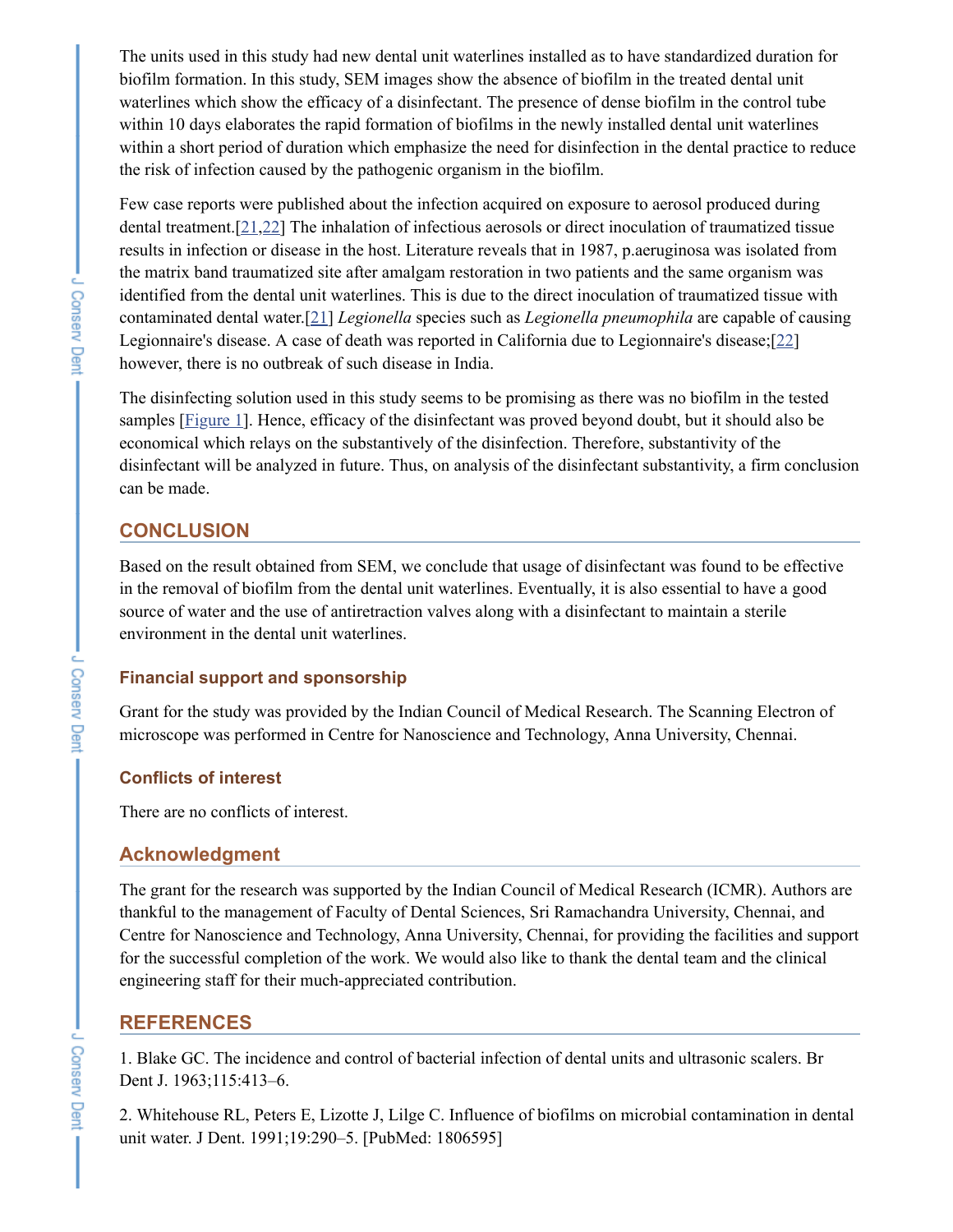The units used in this study had new dental unit waterlines installed as to have standardized duration for biofilm formation. In this study, SEM images show the absence of biofilm in the treated dental unit waterlines which show the efficacy of a disinfectant. The presence of dense biofilm in the control tube within 10 days elaborates the rapid formation of biofilms in the newly installed dental unit waterlines within a short period of duration which emphasize the need for disinfection in the dental practice to reduce the risk of infection caused by the pathogenic organism in the biofilm.

Few case reports were published about the infection acquired on exposure to aerosol produced during dental treatment.[21,22] The inhalation of infectious aerosols or direct inoculation of traumatized tissue results in infection or disease in the host. Literature reveals that in 1987, p.aeruginosa was isolated from the matrix band traumatized site after amalgam restoration in two patients and the same organism was identified from the dental unit waterlines. This is due to the direct inoculation of traumatized tissue with contaminated dental water.[21] *Legionella* species such as *Legionella pneumophila* are capable of causing Legionnaire's disease. A case of death was reported in California due to Legionnaire's disease;[22] however, there is no outbreak of such disease in India.

The disinfecting solution used in this study seems to be promising as there was no biofilm in the tested samples [Figure 1]. Hence, efficacy of the disinfectant was proved beyond doubt, but it should also be economical which relays on the substantively of the disinfection. Therefore, substantivity of the disinfectant will be analyzed in future. Thus, on analysis of the disinfectant substantivity, a firm conclusion can be made.

## CONCLUSION

Based on the result obtained from SEM, we conclude that usage of disinfectant was found to be effective in the removal of biofilm from the dental unit waterlines. Eventually, it is also essential to have a good source of water and the use of antiretraction valves along with a disinfectant to maintain a sterile environment in the dental unit waterlines.

### Financial support and sponsorship

Grant for the study was provided by the Indian Council of Medical Research. The Scanning Electron of microscope was performed in Centre for Nanoscience and Technology, Anna University, Chennai.

### Conflicts of interest

There are no conflicts of interest.

## Acknowledgment

The grant for the research was supported by the Indian Council of Medical Research (ICMR). Authors are thankful to the management of Faculty of Dental Sciences, Sri Ramachandra University, Chennai, and Centre for Nanoscience and Technology, Anna University, Chennai, for providing the facilities and support for the successful completion of the work. We would also like to thank the dental team and the clinical engineering staff for their much-appreciated contribution.

## REFERENCES

1. Blake GC. The incidence and control of bacterial infection of dental units and ultrasonic scalers. Br Dent J. 1963;115:413–6.

2. Whitehouse RL, Peters E, Lizotte J, Lilge C. Influence of biofilms on microbial contamination in dental unit water. J Dent. 1991;19:290–5. [PubMed: 1806595]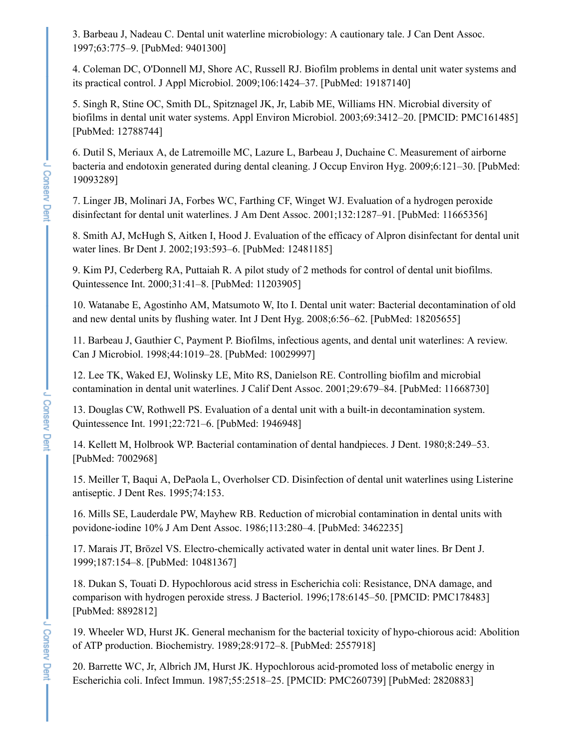3. Barbeau J, Nadeau C. Dental unit waterline microbiology: A cautionary tale. J Can Dent Assoc. 1997;63:775–9. [PubMed: 9401300]

4. Coleman DC, O'Donnell MJ, Shore AC, Russell RJ. Biofilm problems in dental unit water systems and its practical control. J Appl Microbiol. 2009;106:1424–37. [PubMed: 19187140]

5. Singh R, Stine OC, Smith DL, Spitznagel JK, Jr, Labib ME, Williams HN. Microbial diversity of biofilms in dental unit water systems. Appl Environ Microbiol. 2003;69:3412–20. [PMCID: PMC161485] [PubMed: 12788744]

6. Dutil S, Meriaux A, de Latremoille MC, Lazure L, Barbeau J, Duchaine C. Measurement of airborne bacteria and endotoxin generated during dental cleaning. J Occup Environ Hyg. 2009;6:121–30. [PubMed: 19093289]

7. Linger JB, Molinari JA, Forbes WC, Farthing CF, Winget WJ. Evaluation of a hydrogen peroxide disinfectant for dental unit waterlines. J Am Dent Assoc. 2001;132:1287–91. [PubMed: 11665356]

8. Smith AJ, McHugh S, Aitken I, Hood J. Evaluation of the efficacy of Alpron disinfectant for dental unit water lines. Br Dent J. 2002;193:593–6. [PubMed: 12481185]

9. Kim PJ, Cederberg RA, Puttaiah R. A pilot study of 2 methods for control of dental unit biofilms. Quintessence Int. 2000;31:41–8. [PubMed: 11203905]

10. Watanabe E, Agostinho AM, Matsumoto W, Ito I. Dental unit water: Bacterial decontamination of old and new dental units by flushing water. Int J Dent Hyg. 2008;6:56–62. [PubMed: 18205655]

11. Barbeau J, Gauthier C, Payment P. Biofilms, infectious agents, and dental unit waterlines: A review. Can J Microbiol. 1998;44:1019–28. [PubMed: 10029997]

12. Lee TK, Waked EJ, Wolinsky LE, Mito RS, Danielson RE. Controlling biofilm and microbial contamination in dental unit waterlines. J Calif Dent Assoc. 2001;29:679–84. [PubMed: 11668730]

13. Douglas CW, Rothwell PS. Evaluation of a dental unit with a built-in decontamination system. Quintessence Int. 1991;22:721–6. [PubMed: 1946948]

14. Kellett M, Holbrook WP. Bacterial contamination of dental handpieces. J Dent. 1980;8:249–53. [PubMed: 7002968]

15. Meiller T, Baqui A, DePaola L, Overholser CD. Disinfection of dental unit waterlines using Listerine antiseptic. J Dent Res. 1995;74:153.

16. Mills SE, Lauderdale PW, Mayhew RB. Reduction of microbial contamination in dental units with povidone-iodine 10% J Am Dent Assoc. 1986;113:280–4. [PubMed: 3462235]

17. Marais JT, Brözel VS. Electro-chemically activated water in dental unit water lines. Br Dent J. 1999;187:154–8. [PubMed: 10481367]

18. Dukan S, Touati D. Hypochlorous acid stress in Escherichia coli: Resistance, DNA damage, and comparison with hydrogen peroxide stress. J Bacteriol. 1996;178:6145–50. [PMCID: PMC178483] [PubMed: 8892812]

19. Wheeler WD, Hurst JK. General mechanism for the bacterial toxicity of hypo-chiorous acid: Abolition of ATP production. Biochemistry. 1989;28:9172–8. [PubMed: 2557918]

20. Barrette WC, Jr, Albrich JM, Hurst JK. Hypochlorous acid-promoted loss of metabolic energy in Escherichia coli. Infect Immun. 1987;55:2518–25. [PMCID: PMC260739] [PubMed: 2820883]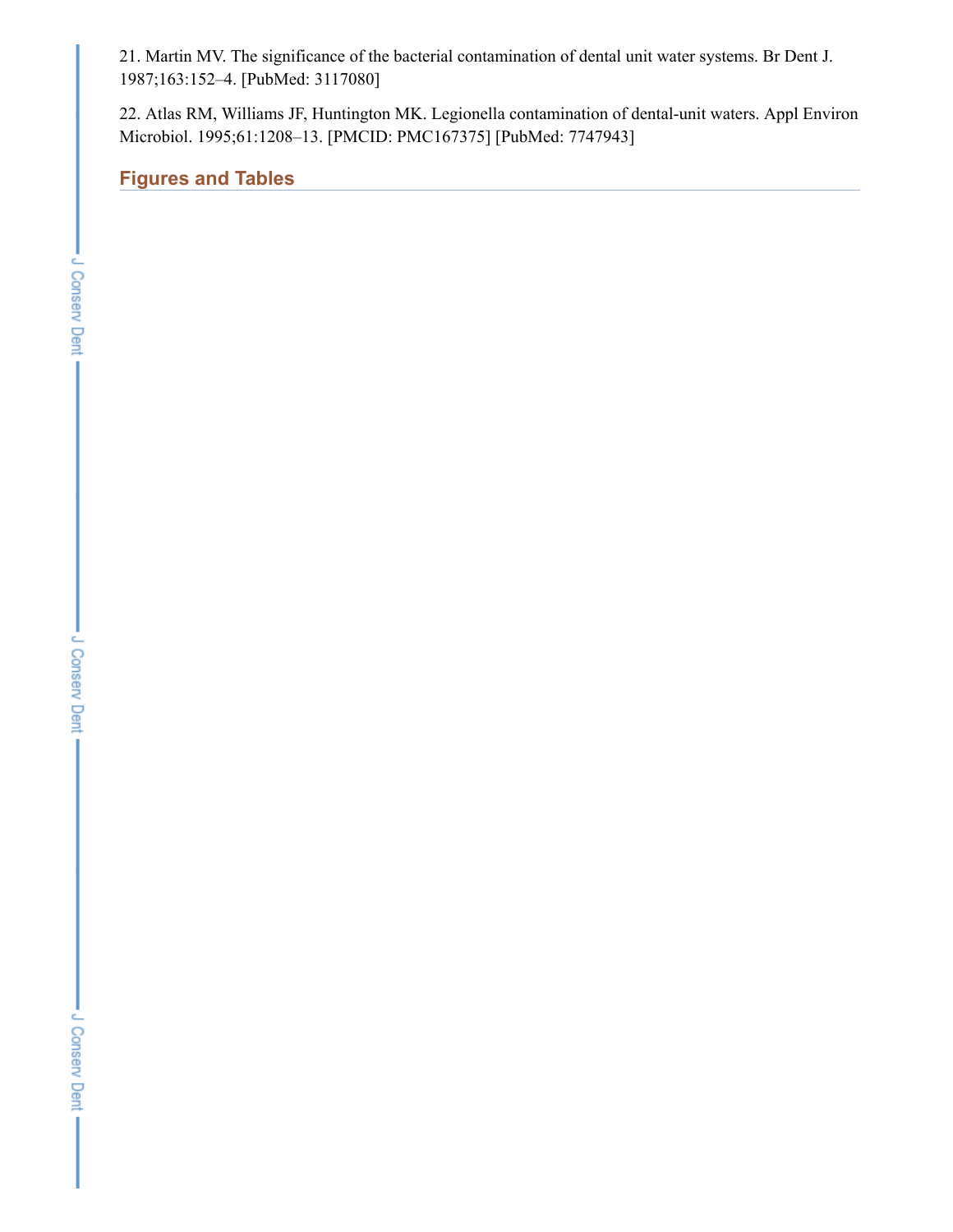21. Martin MV. The significance of the bacterial contamination of dental unit water systems. Br Dent J. 1987;163:152–4. [PubMed: 3117080]

22. Atlas RM, Williams JF, Huntington MK. Legionella contamination of dental-unit waters. Appl Environ Microbiol. 1995;61:1208–13. [PMCID: PMC167375] [PubMed: 7747943]

## Figures and Tables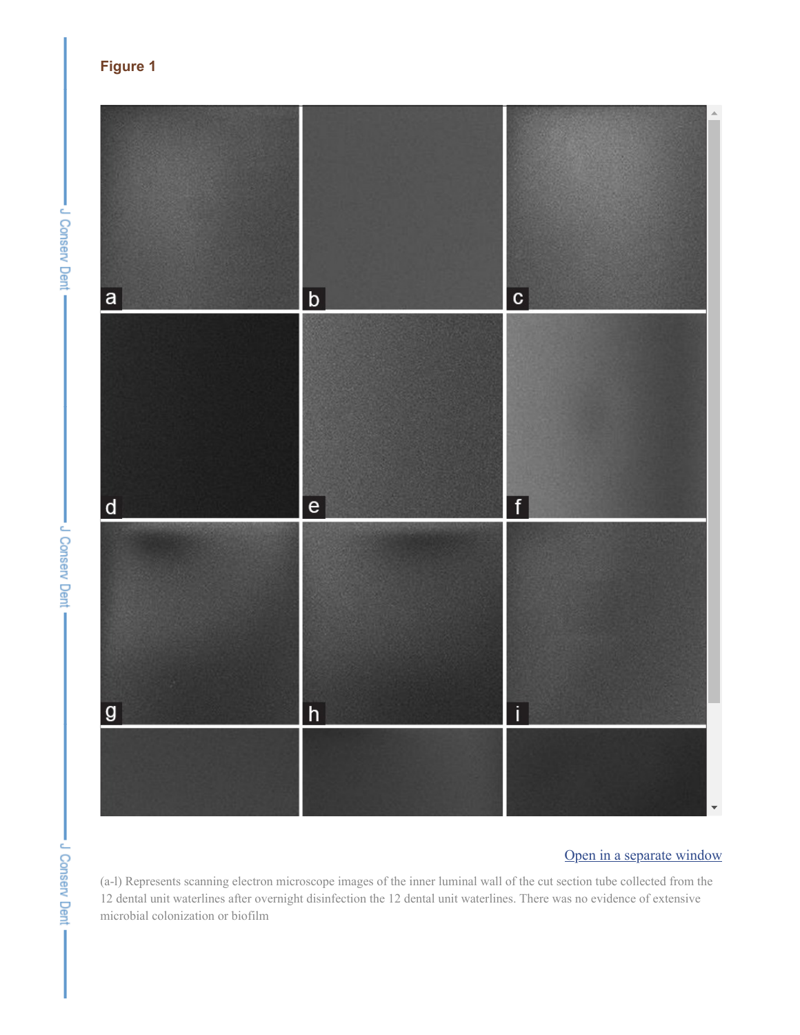## Figure 1

(a-l) Represents scanning electron microscope images of the inner luminal wall of the cut section tube collected from the 12 dental unit waterlines after overnight disinfection the 12 dental unit waterlines. There was no evidence of extensive microbial colonization or biofilm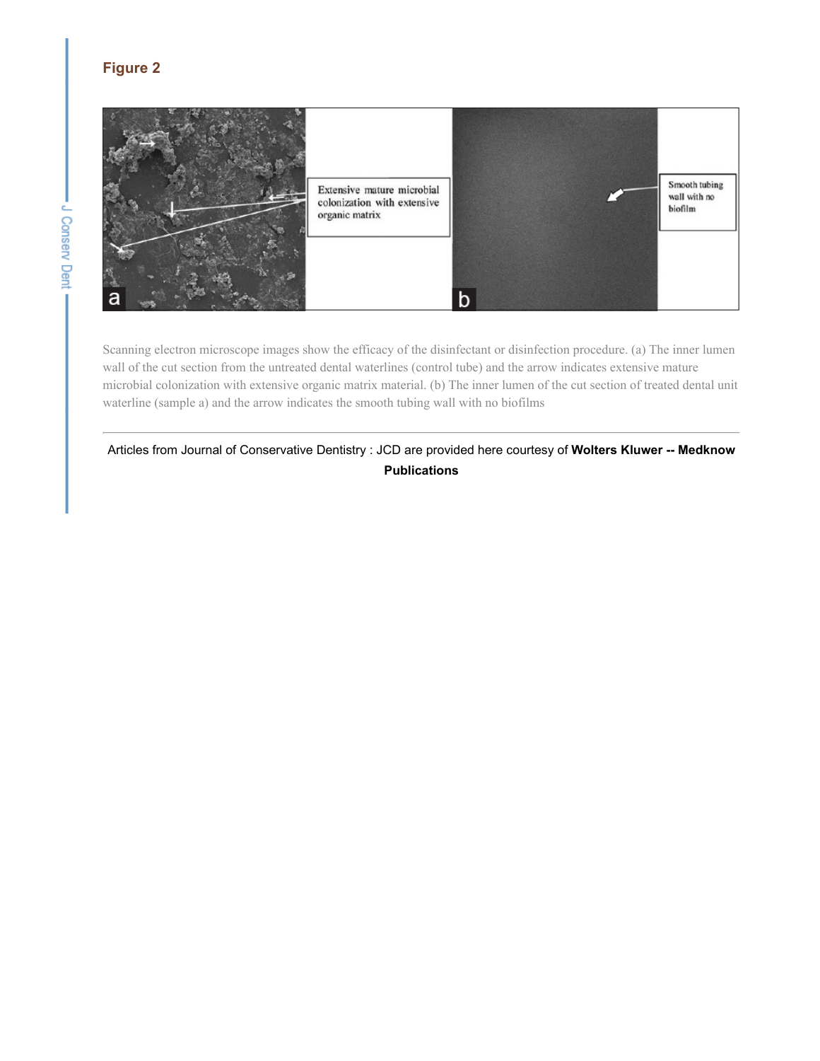## Figure 2

Extensive mature microbial colonization with extensive organic matrix

Smooth tubing wall with no biofilm

Scanning electron microscope images show the efficacy of the disinfectant or disinfection procedure. (a) The inner lumen wall of the cut section from the untreated dental waterlines (control tube) and the arrow indicates extensive mature microbial colonization with extensive organic matrix material. (b) The inner lumen of the cut section of treated dental unit waterline (sample a) and the arrow indicates the smooth tubing wall with no biofilms

---

Articles from Journal of Conservative Dentistry : JCD are provided here courtesy of **Wolters Kluwer -- Medknow Publications**